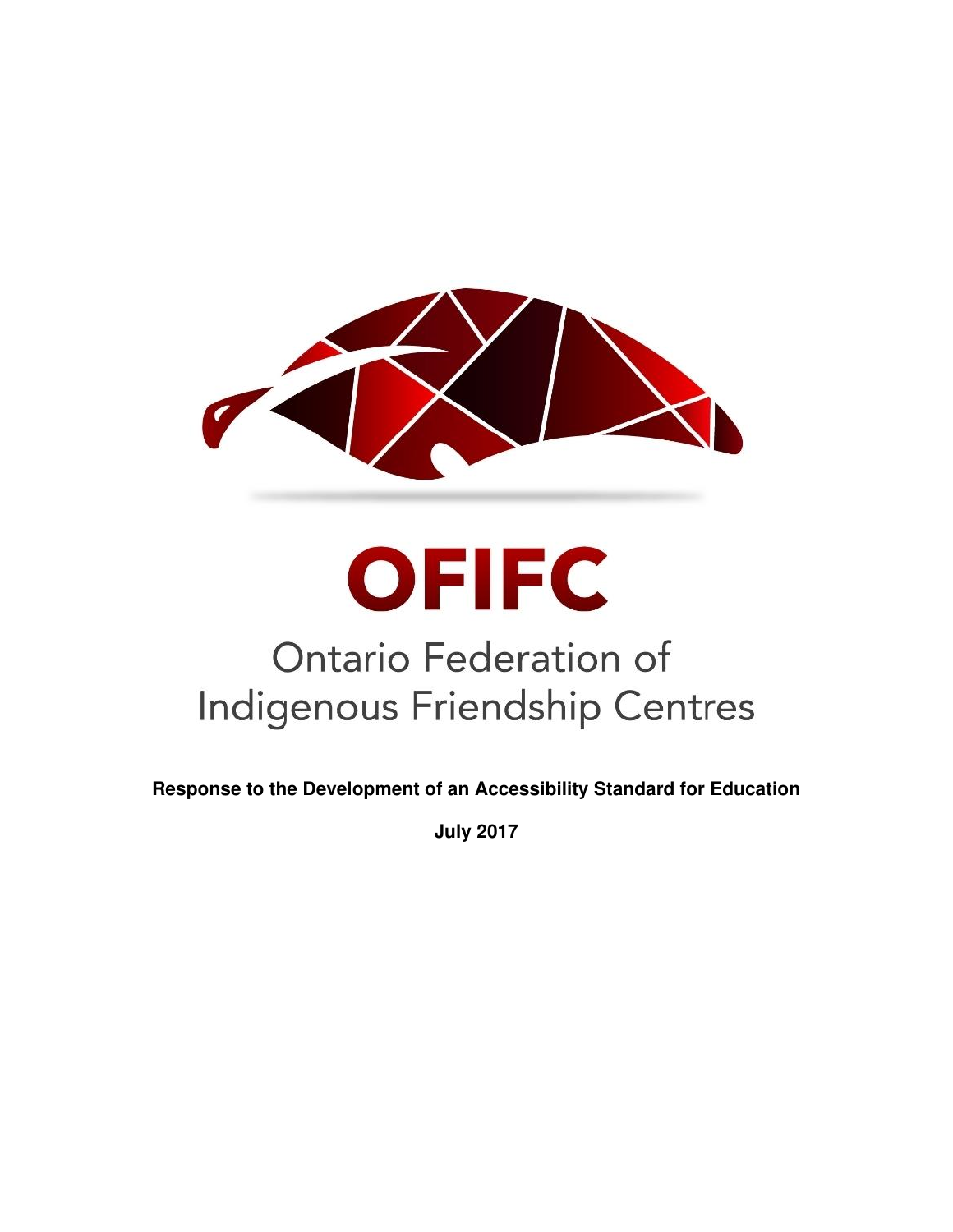# OFIFC

Ontario Federation of Indigenous Friendship Centres

**Response to the Development of an Accessibility Standard for Education**

**July 2017**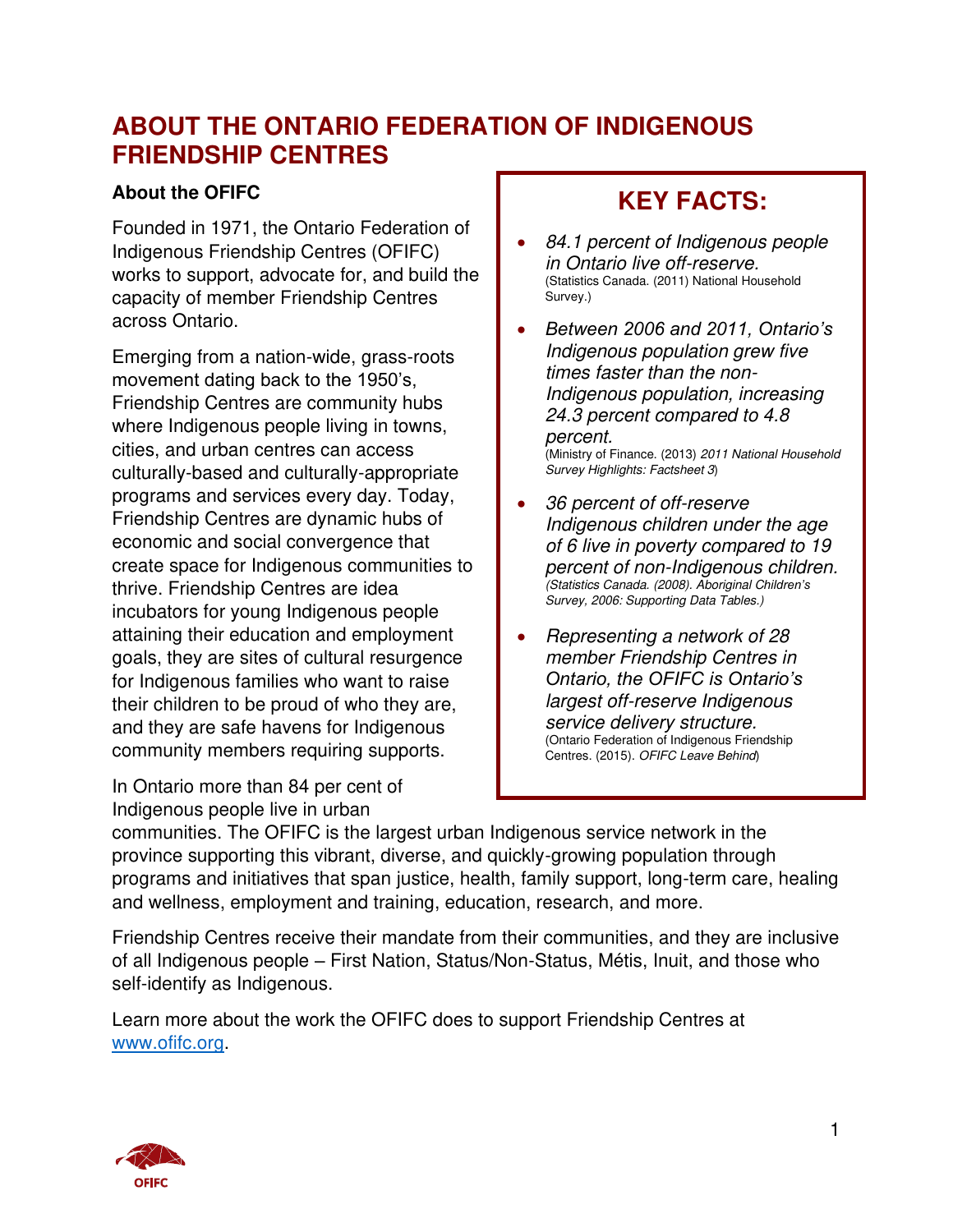# ABOUT THE ONTARIO FEDERATION OF INDIGENOUS FRIENDSHIP CENTRES

**About the OFIFC**

Founded in 1971, the Ontario Federation of Indigenous Friendship Centres (OFIFC) works to support, advocate for, and build the capacity of member Friendship Centres across Ontario.

Emerging from a nation-wide, grass-roots movement dating back to the 1950's, Friendship Centres are community hubs where Indigenous people living in towns, cities, and urban centres can access culturally-based and culturally-appropriate programs and services every day. Today, Friendship Centres are dynamic hubs of economic and social convergence that create space for Indigenous communities to thrive. Friendship Centres are idea incubators for young Indigenous people attaining their education and employment goals, they are sites of cultural resurgence for Indigenous families who want to raise their children to be proud of who they are, and they are safe havens for Indigenous community members requiring supports.

In Ontario more than 84 per cent of Indigenous people live in urban communities. The OFIFC is the largest urban Indigenous service network in the province supporting this vibrant, diverse, and quickly-growing population through programs and initiatives that span justice, health, family support, long-term care, healing and wellness, employment and training, education, research, and more.

Friendship Centres receive their mandate from their communities, and they are inclusive of all Indigenous people – First Nation, Status/Non-Status, Métis, Inuit, and those who self-identify as Indigenous.

Learn more about the work the OFIFC does to support Friendship Centres at [www.ofifc.org](http://www.ofifc.org).

## KEY FACTS:

- *84.1 percent of Indigenous people in Ontario live off-reserve.* (Statistics Canada. (2011) National Household Survey.)
- *Between 2006 and 2011, Ontario's Indigenous population grew five times faster than the non-Indigenous population, increasing 24.3 percent compared to 4.8 percent.* (Ministry of Finance. (2013) *2011 National Household Survey Highlights: Factsheet 3*)
- *36 percent of off-reserve Indigenous children under the age of 6 live in poverty compared to 19 percent of non-Indigenous children.* *(Statistics Canada. (2008). Aboriginal Children's Survey, 2006: Supporting Data Tables.)*
- *Representing a network of 28 member Friendship Centres in Ontario, the OFIFC is Ontario's largest off-reserve Indigenous service delivery structure.* (Ontario Federation of Indigenous Friendship Centres. (2015). *OFIFC Leave Behind*)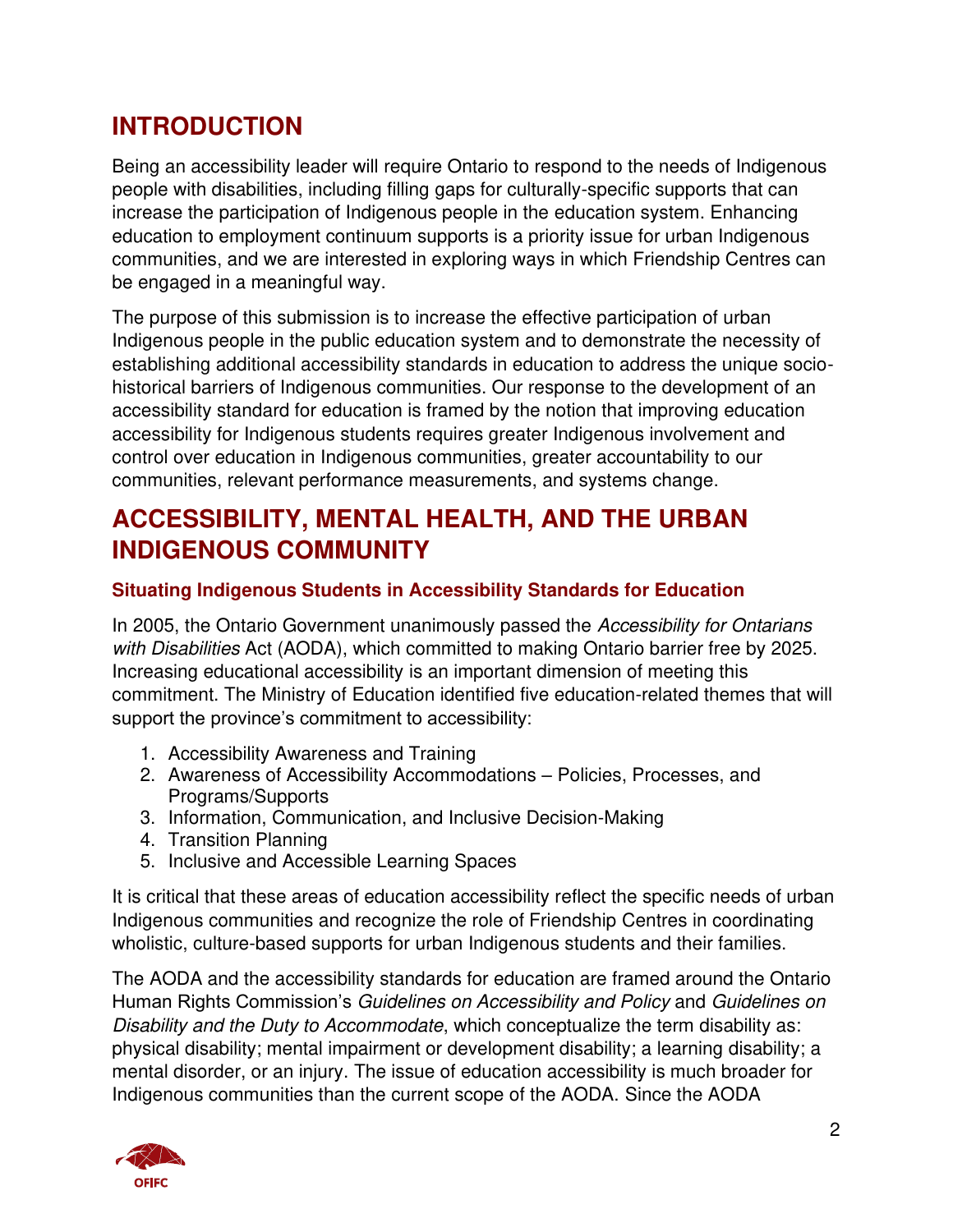## INTRODUCTION

Being an accessibility leader will require Ontario to respond to the needs of Indigenous people with disabilities, including filling gaps for culturally-specific supports that can increase the participation of Indigenous people in the education system. Enhancing education to employment continuum supports is a priority issue for urban Indigenous communities, and we are interested in exploring ways in which Friendship Centres can be engaged in a meaningful way.

The purpose of this submission is to increase the effective participation of urban Indigenous people in the public education system and to demonstrate the necessity of establishing additional accessibility standards in education to address the unique socio-historical barriers of Indigenous communities. Our response to the development of an accessibility standard for education is framed by the notion that improving education accessibility for Indigenous students requires greater Indigenous involvement and control over education in Indigenous communities, greater accountability to our communities, relevant performance measurements, and systems change.

## ACCESSIBILITY, MENTAL HEALTH, AND THE URBAN INDIGENOUS COMMUNITY

### Situating Indigenous Students in Accessibility Standards for Education

In 2005, the Ontario Government unanimously passed the *Accessibility for Ontarians with Disabilities* Act (AODA), which committed to making Ontario barrier free by 2025. Increasing educational accessibility is an important dimension of meeting this commitment. The Ministry of Education identified five education-related themes that will support the province's commitment to accessibility:

1. Accessibility Awareness and Training
2. Awareness of Accessibility Accommodations – Policies, Processes, and Programs/Supports
3. Information, Communication, and Inclusive Decision-Making
4. Transition Planning
5. Inclusive and Accessible Learning Spaces

It is critical that these areas of education accessibility reflect the specific needs of urban Indigenous communities and recognize the role of Friendship Centres in coordinating wholistic, culture-based supports for urban Indigenous students and their families.

The AODA and the accessibility standards for education are framed around the Ontario Human Rights Commission's *Guidelines on Accessibility and Policy* and *Guidelines on Disability and the Duty to Accommodate*, which conceptualize the term disability as: physical disability; mental impairment or development disability; a learning disability; a mental disorder, or an injury. The issue of education accessibility is much broader for Indigenous communities than the current scope of the AODA. Since the AODA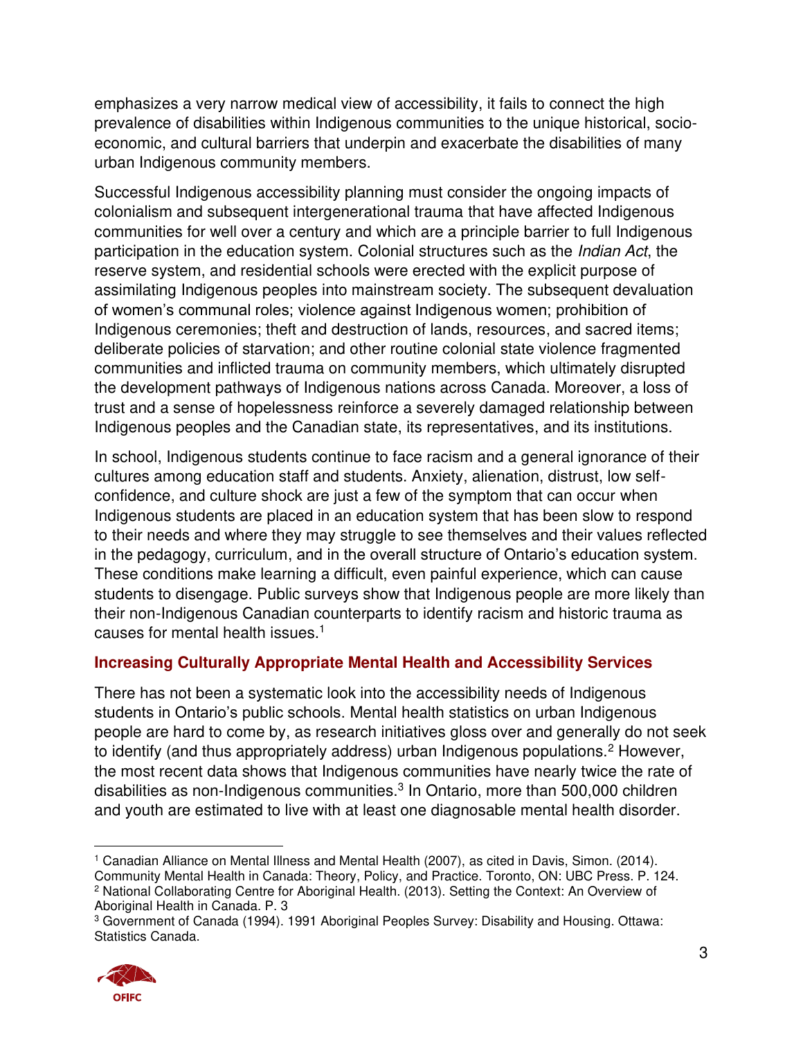emphasizes a very narrow medical view of accessibility, it fails to connect the high prevalence of disabilities within Indigenous communities to the unique historical, socio-economic, and cultural barriers that underpin and exacerbate the disabilities of many urban Indigenous community members.

Successful Indigenous accessibility planning must consider the ongoing impacts of colonialism and subsequent intergenerational trauma that have affected Indigenous communities for well over a century and which are a principle barrier to full Indigenous participation in the education system. Colonial structures such as the *Indian Act*, the reserve system, and residential schools were erected with the explicit purpose of assimilating Indigenous peoples into mainstream society. The subsequent devaluation of women's communal roles; violence against Indigenous women; prohibition of Indigenous ceremonies; theft and destruction of lands, resources, and sacred items; deliberate policies of starvation; and other routine colonial state violence fragmented communities and inflicted trauma on community members, which ultimately disrupted the development pathways of Indigenous nations across Canada. Moreover, a loss of trust and a sense of hopelessness reinforce a severely damaged relationship between Indigenous peoples and the Canadian state, its representatives, and its institutions.

In school, Indigenous students continue to face racism and a general ignorance of their cultures among education staff and students. Anxiety, alienation, distrust, low self-confidence, and culture shock are just a few of the symptom that can occur when Indigenous students are placed in an education system that has been slow to respond to their needs and where they may struggle to see themselves and their values reflected in the pedagogy, curriculum, and in the overall structure of Ontario's education system. These conditions make learning a difficult, even painful experience, which can cause students to disengage. Public surveys show that Indigenous people are more likely than their non-Indigenous Canadian counterparts to identify racism and historic trauma as causes for mental health issues.[1]

### Increasing Culturally Appropriate Mental Health and Accessibility Services

There has not been a systematic look into the accessibility needs of Indigenous students in Ontario's public schools. Mental health statistics on urban Indigenous people are hard to come by, as research initiatives gloss over and generally do not seek to identify (and thus appropriately address) urban Indigenous populations.[2] However, the most recent data shows that Indigenous communities have nearly twice the rate of disabilities as non-Indigenous communities.[3] In Ontario, more than 500,000 children and youth are estimated to live with at least one diagnosable mental health disorder.

---

[1] Canadian Alliance on Mental Illness and Mental Health (2007), as cited in Davis, Simon. (2014). Community Mental Health in Canada: Theory, Policy, and Practice. Toronto, ON: UBC Press. P. 124.

[2] National Collaborating Centre for Aboriginal Health. (2013). Setting the Context: An Overview of Aboriginal Health in Canada. P. 3

[3] Government of Canada (1994). 1991 Aboriginal Peoples Survey: Disability and Housing. Ottawa: Statistics Canada.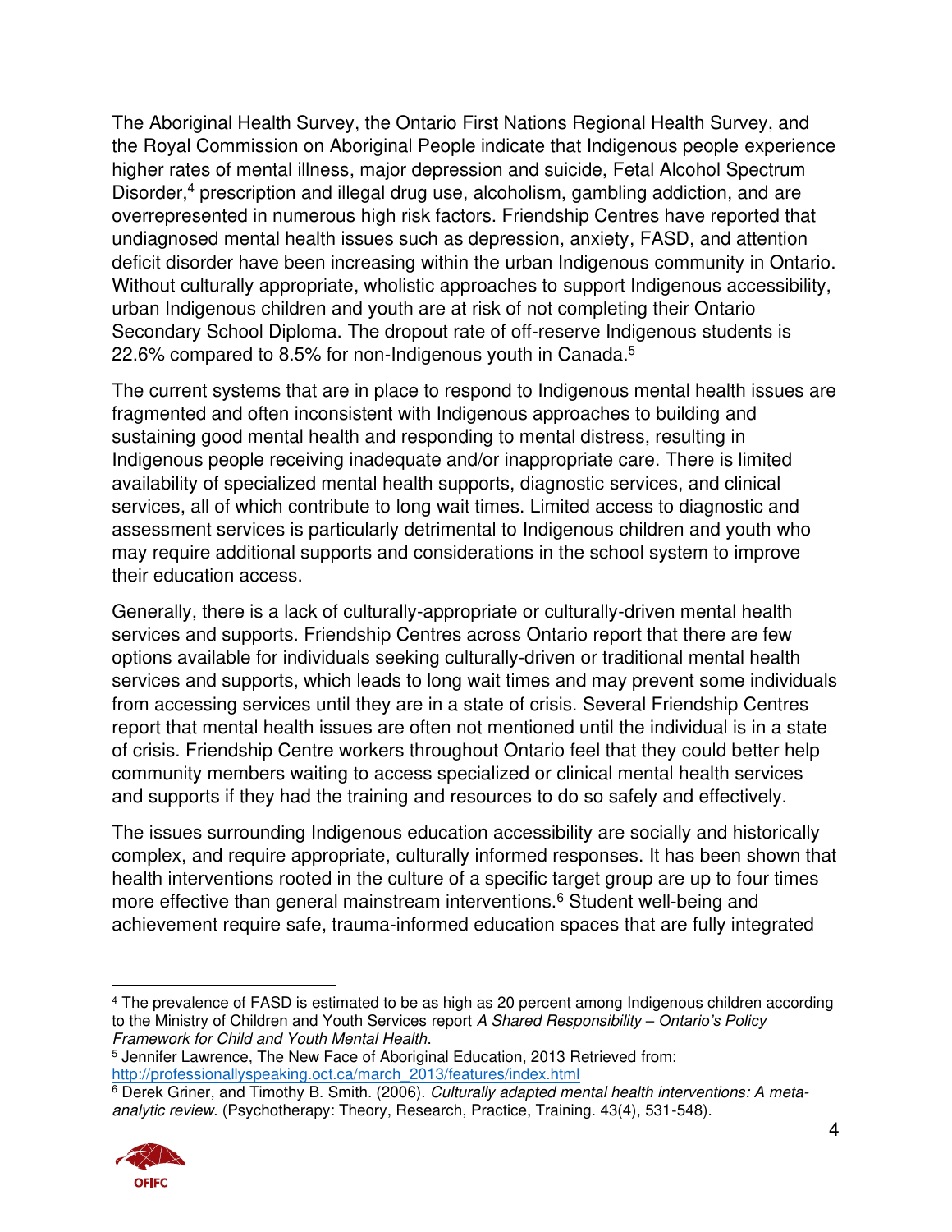The Aboriginal Health Survey, the Ontario First Nations Regional Health Survey, and the Royal Commission on Aboriginal People indicate that Indigenous people experience higher rates of mental illness, major depression and suicide, Fetal Alcohol Spectrum Disorder,[4] prescription and illegal drug use, alcoholism, gambling addiction, and are overrepresented in numerous high risk factors. Friendship Centres have reported that undiagnosed mental health issues such as depression, anxiety, FASD, and attention deficit disorder have been increasing within the urban Indigenous community in Ontario. Without culturally appropriate, wholistic approaches to support Indigenous accessibility, urban Indigenous children and youth are at risk of not completing their Ontario Secondary School Diploma. The dropout rate of off-reserve Indigenous students is 22.6% compared to 8.5% for non-Indigenous youth in Canada.[5]

The current systems that are in place to respond to Indigenous mental health issues are fragmented and often inconsistent with Indigenous approaches to building and sustaining good mental health and responding to mental distress, resulting in Indigenous people receiving inadequate and/or inappropriate care. There is limited availability of specialized mental health supports, diagnostic services, and clinical services, all of which contribute to long wait times. Limited access to diagnostic and assessment services is particularly detrimental to Indigenous children and youth who may require additional supports and considerations in the school system to improve their education access.

Generally, there is a lack of culturally-appropriate or culturally-driven mental health services and supports. Friendship Centres across Ontario report that there are few options available for individuals seeking culturally-driven or traditional mental health services and supports, which leads to long wait times and may prevent some individuals from accessing services until they are in a state of crisis. Several Friendship Centres report that mental health issues are often not mentioned until the individual is in a state of crisis. Friendship Centre workers throughout Ontario feel that they could better help community members waiting to access specialized or clinical mental health services and supports if they had the training and resources to do so safely and effectively.

The issues surrounding Indigenous education accessibility are socially and historically complex, and require appropriate, culturally informed responses. It has been shown that health interventions rooted in the culture of a specific target group are up to four times more effective than general mainstream interventions.[6] Student well-being and achievement require safe, trauma-informed education spaces that are fully integrated

---

[4] The prevalence of FASD is estimated to be as high as 20 percent among Indigenous children according to the Ministry of Children and Youth Services report *A Shared Responsibility – Ontario's Policy Framework for Child and Youth Mental Health*.

[5] Jennifer Lawrence, The New Face of Aboriginal Education, 2013 Retrieved from: http://professionallyspeaking.oct.ca/march_2013/features/index.html

[6] Derek Griner, and Timothy B. Smith. (2006). *Culturally adapted mental health interventions: A meta-analytic review*. (Psychotherapy: Theory, Research, Practice, Training. 43(4), 531-548).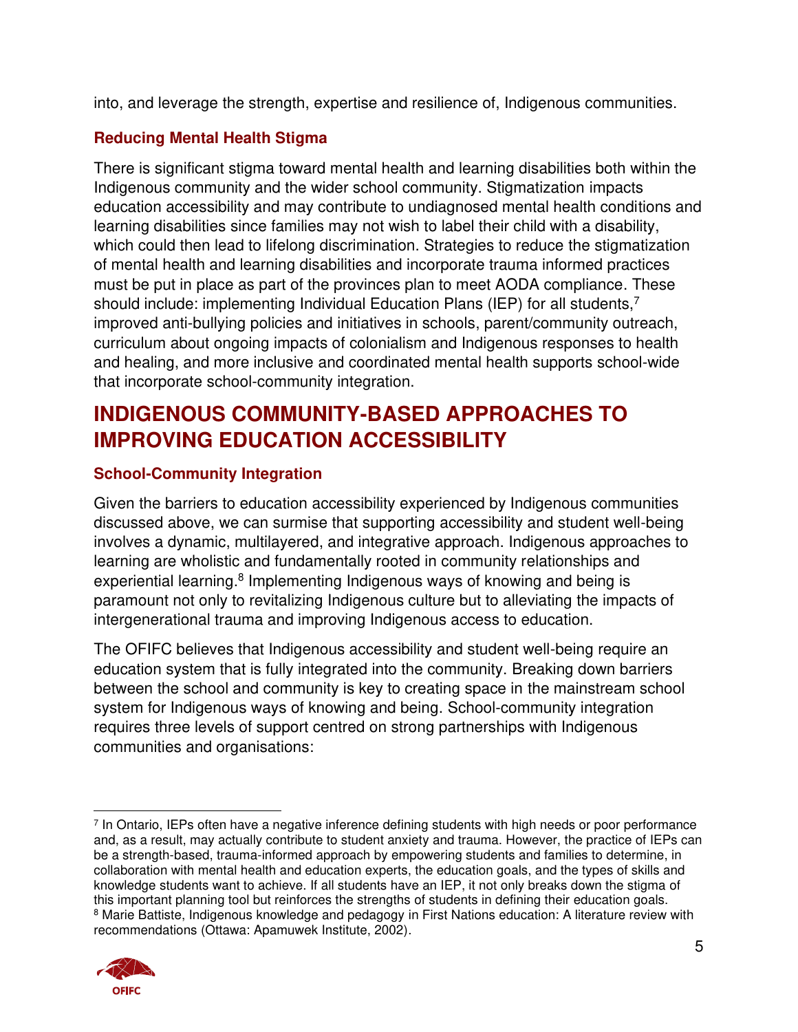into, and leverage the strength, expertise and resilience of, Indigenous communities.

### Reducing Mental Health Stigma

There is significant stigma toward mental health and learning disabilities both within the Indigenous community and the wider school community. Stigmatization impacts education accessibility and may contribute to undiagnosed mental health conditions and learning disabilities since families may not wish to label their child with a disability, which could then lead to lifelong discrimination. Strategies to reduce the stigmatization of mental health and learning disabilities and incorporate trauma informed practices must be put in place as part of the provinces plan to meet AODA compliance. These should include: implementing Individual Education Plans (IEP) for all students,[7] improved anti-bullying policies and initiatives in schools, parent/community outreach, curriculum about ongoing impacts of colonialism and Indigenous responses to health and healing, and more inclusive and coordinated mental health supports school-wide that incorporate school-community integration.

## INDIGENOUS COMMUNITY-BASED APPROACHES TO IMPROVING EDUCATION ACCESSIBILITY

### School-Community Integration

Given the barriers to education accessibility experienced by Indigenous communities discussed above, we can surmise that supporting accessibility and student well-being involves a dynamic, multilayered, and integrative approach. Indigenous approaches to learning are wholistic and fundamentally rooted in community relationships and experiential learning.[8] Implementing Indigenous ways of knowing and being is paramount not only to revitalizing Indigenous culture but to alleviating the impacts of intergenerational trauma and improving Indigenous access to education.

The OFIFC believes that Indigenous accessibility and student well-being require an education system that is fully integrated into the community. Breaking down barriers between the school and community is key to creating space in the mainstream school system for Indigenous ways of knowing and being. School-community integration requires three levels of support centred on strong partnerships with Indigenous communities and organisations:

---

[7] In Ontario, IEPs often have a negative inference defining students with high needs or poor performance and, as a result, may actually contribute to student anxiety and trauma. However, the practice of IEPs can be a strength-based, trauma-informed approach by empowering students and families to determine, in collaboration with mental health and education experts, the education goals, and the types of skills and knowledge students want to achieve. If all students have an IEP, it not only breaks down the stigma of this important planning tool but reinforces the strengths of students in defining their education goals.

[8] Marie Battiste, Indigenous knowledge and pedagogy in First Nations education: A literature review with recommendations (Ottawa: Apamuwek Institute, 2002).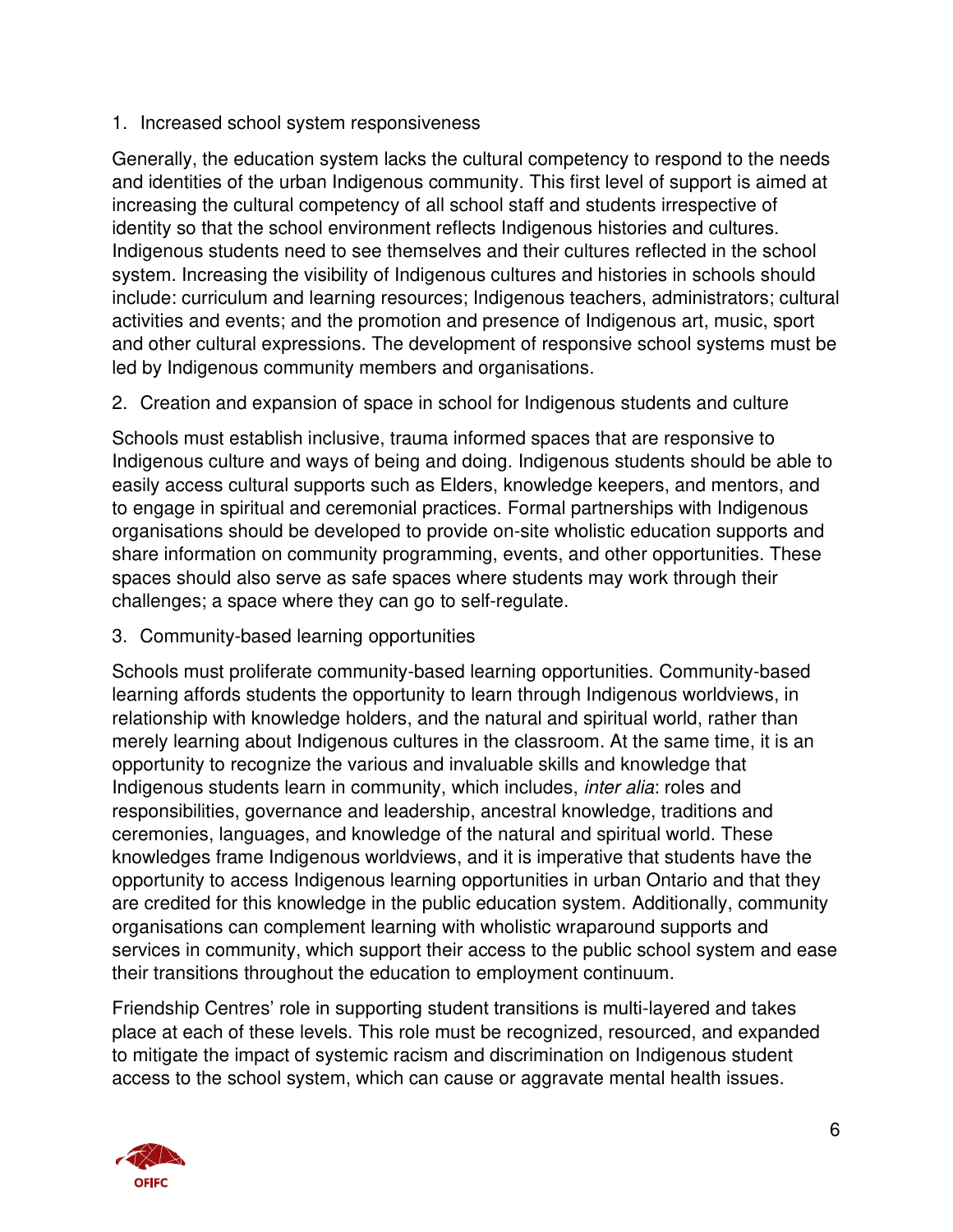1. Increased school system responsiveness

Generally, the education system lacks the cultural competency to respond to the needs and identities of the urban Indigenous community. This first level of support is aimed at increasing the cultural competency of all school staff and students irrespective of identity so that the school environment reflects Indigenous histories and cultures. Indigenous students need to see themselves and their cultures reflected in the school system. Increasing the visibility of Indigenous cultures and histories in schools should include: curriculum and learning resources; Indigenous teachers, administrators; cultural activities and events; and the promotion and presence of Indigenous art, music, sport and other cultural expressions. The development of responsive school systems must be led by Indigenous community members and organisations.

2. Creation and expansion of space in school for Indigenous students and culture

Schools must establish inclusive, trauma informed spaces that are responsive to Indigenous culture and ways of being and doing. Indigenous students should be able to easily access cultural supports such as Elders, knowledge keepers, and mentors, and to engage in spiritual and ceremonial practices. Formal partnerships with Indigenous organisations should be developed to provide on-site wholistic education supports and share information on community programming, events, and other opportunities. These spaces should also serve as safe spaces where students may work through their challenges; a space where they can go to self-regulate.

3. Community-based learning opportunities

Schools must proliferate community-based learning opportunities. Community-based learning affords students the opportunity to learn through Indigenous worldviews, in relationship with knowledge holders, and the natural and spiritual world, rather than merely learning about Indigenous cultures in the classroom. At the same time, it is an opportunity to recognize the various and invaluable skills and knowledge that Indigenous students learn in community, which includes, *inter alia*: roles and responsibilities, governance and leadership, ancestral knowledge, traditions and ceremonies, languages, and knowledge of the natural and spiritual world. These knowledges frame Indigenous worldviews, and it is imperative that students have the opportunity to access Indigenous learning opportunities in urban Ontario and that they are credited for this knowledge in the public education system. Additionally, community organisations can complement learning with wholistic wraparound supports and services in community, which support their access to the public school system and ease their transitions throughout the education to employment continuum.

Friendship Centres' role in supporting student transitions is multi-layered and takes place at each of these levels. This role must be recognized, resourced, and expanded to mitigate the impact of systemic racism and discrimination on Indigenous student access to the school system, which can cause or aggravate mental health issues.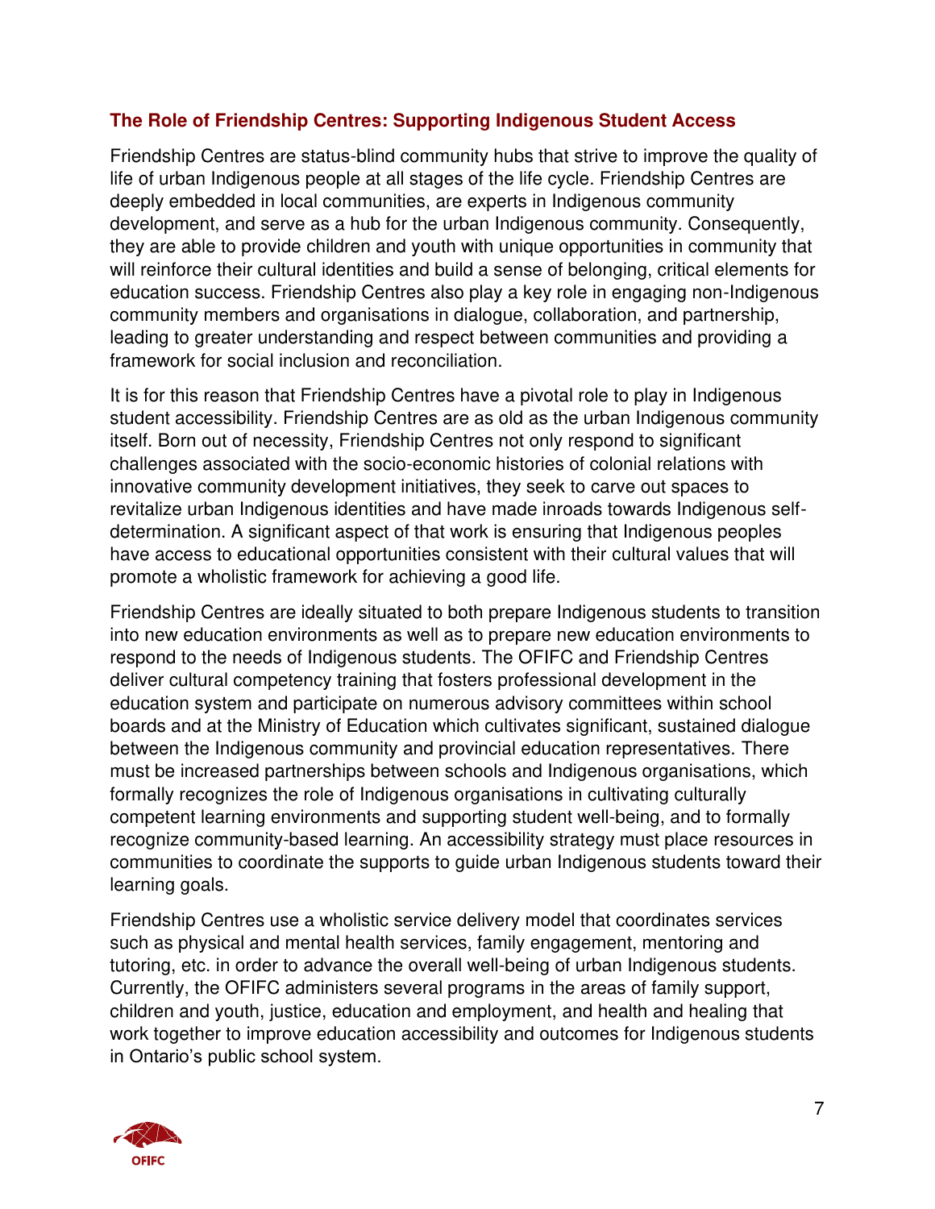## The Role of Friendship Centres: Supporting Indigenous Student Access

Friendship Centres are status-blind community hubs that strive to improve the quality of life of urban Indigenous people at all stages of the life cycle. Friendship Centres are deeply embedded in local communities, are experts in Indigenous community development, and serve as a hub for the urban Indigenous community. Consequently, they are able to provide children and youth with unique opportunities in community that will reinforce their cultural identities and build a sense of belonging, critical elements for education success. Friendship Centres also play a key role in engaging non-Indigenous community members and organisations in dialogue, collaboration, and partnership, leading to greater understanding and respect between communities and providing a framework for social inclusion and reconciliation.

It is for this reason that Friendship Centres have a pivotal role to play in Indigenous student accessibility. Friendship Centres are as old as the urban Indigenous community itself. Born out of necessity, Friendship Centres not only respond to significant challenges associated with the socio-economic histories of colonial relations with innovative community development initiatives, they seek to carve out spaces to revitalize urban Indigenous identities and have made inroads towards Indigenous self-determination. A significant aspect of that work is ensuring that Indigenous peoples have access to educational opportunities consistent with their cultural values that will promote a wholistic framework for achieving a good life.

Friendship Centres are ideally situated to both prepare Indigenous students to transition into new education environments as well as to prepare new education environments to respond to the needs of Indigenous students. The OFIFC and Friendship Centres deliver cultural competency training that fosters professional development in the education system and participate on numerous advisory committees within school boards and at the Ministry of Education which cultivates significant, sustained dialogue between the Indigenous community and provincial education representatives. There must be increased partnerships between schools and Indigenous organisations, which formally recognizes the role of Indigenous organisations in cultivating culturally competent learning environments and supporting student well-being, and to formally recognize community-based learning. An accessibility strategy must place resources in communities to coordinate the supports to guide urban Indigenous students toward their learning goals.

Friendship Centres use a wholistic service delivery model that coordinates services such as physical and mental health services, family engagement, mentoring and tutoring, etc. in order to advance the overall well-being of urban Indigenous students. Currently, the OFIFC administers several programs in the areas of family support, children and youth, justice, education and employment, and health and healing that work together to improve education accessibility and outcomes for Indigenous students in Ontario's public school system.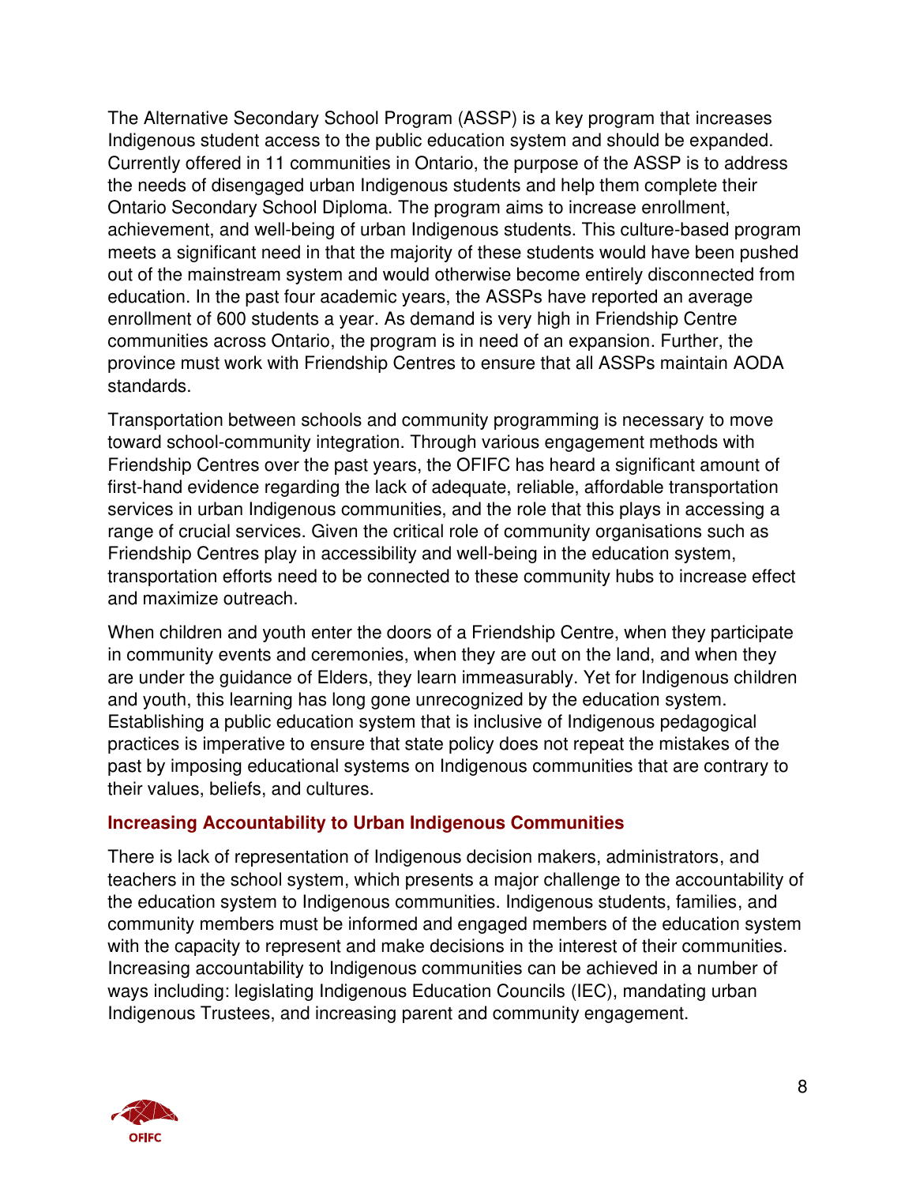The Alternative Secondary School Program (ASSP) is a key program that increases Indigenous student access to the public education system and should be expanded. Currently offered in 11 communities in Ontario, the purpose of the ASSP is to address the needs of disengaged urban Indigenous students and help them complete their Ontario Secondary School Diploma. The program aims to increase enrollment, achievement, and well-being of urban Indigenous students. This culture-based program meets a significant need in that the majority of these students would have been pushed out of the mainstream system and would otherwise become entirely disconnected from education. In the past four academic years, the ASSPs have reported an average enrollment of 600 students a year. As demand is very high in Friendship Centre communities across Ontario, the program is in need of an expansion. Further, the province must work with Friendship Centres to ensure that all ASSPs maintain AODA standards.

Transportation between schools and community programming is necessary to move toward school-community integration. Through various engagement methods with Friendship Centres over the past years, the OFIFC has heard a significant amount of first-hand evidence regarding the lack of adequate, reliable, affordable transportation services in urban Indigenous communities, and the role that this plays in accessing a range of crucial services. Given the critical role of community organisations such as Friendship Centres play in accessibility and well-being in the education system, transportation efforts need to be connected to these community hubs to increase effect and maximize outreach.

When children and youth enter the doors of a Friendship Centre, when they participate in community events and ceremonies, when they are out on the land, and when they are under the guidance of Elders, they learn immeasurably. Yet for Indigenous children and youth, this learning has long gone unrecognized by the education system. Establishing a public education system that is inclusive of Indigenous pedagogical practices is imperative to ensure that state policy does not repeat the mistakes of the past by imposing educational systems on Indigenous communities that are contrary to their values, beliefs, and cultures.

### Increasing Accountability to Urban Indigenous Communities

There is lack of representation of Indigenous decision makers, administrators, and teachers in the school system, which presents a major challenge to the accountability of the education system to Indigenous communities. Indigenous students, families, and community members must be informed and engaged members of the education system with the capacity to represent and make decisions in the interest of their communities. Increasing accountability to Indigenous communities can be achieved in a number of ways including: legislating Indigenous Education Councils (IEC), mandating urban Indigenous Trustees, and increasing parent and community engagement.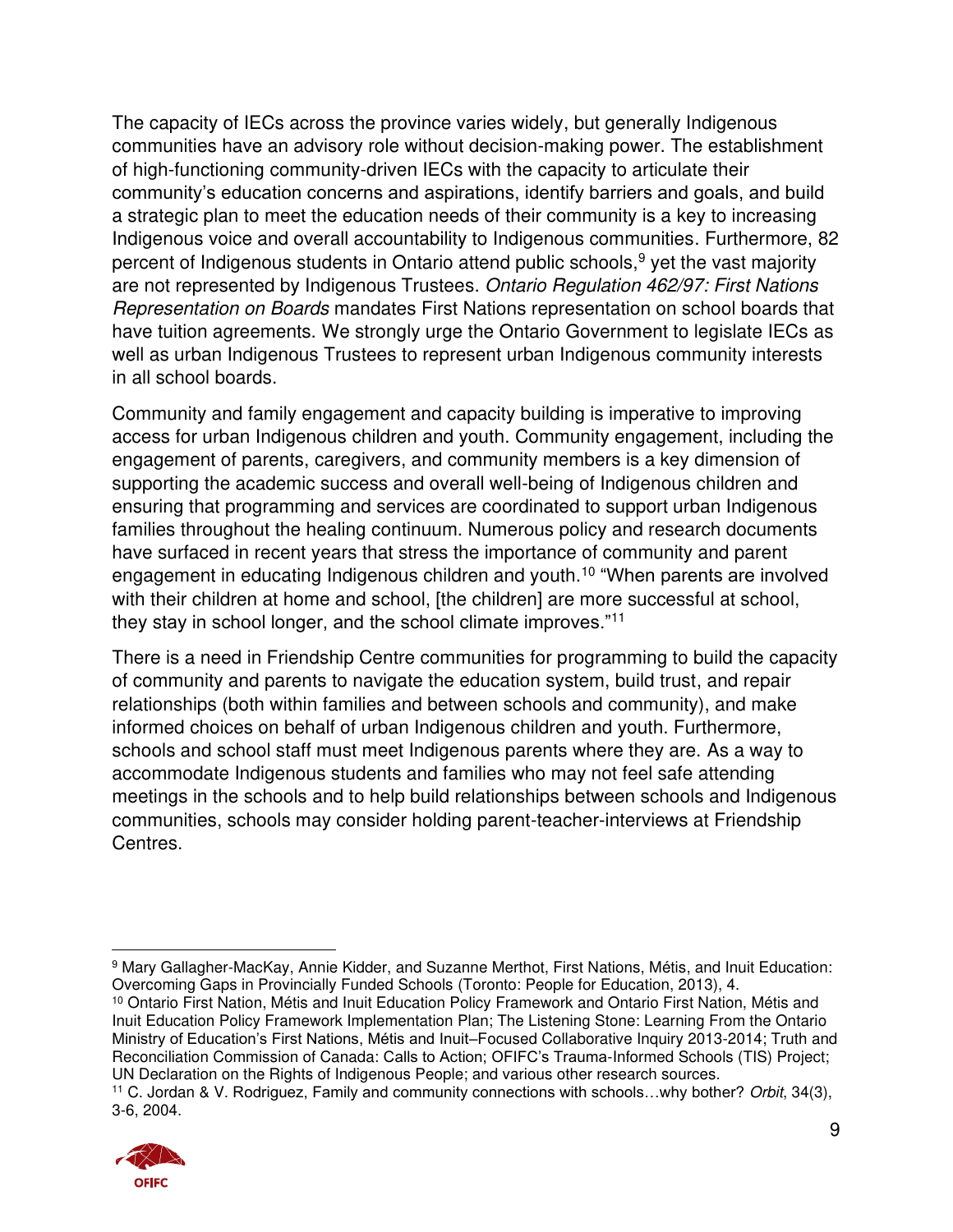The capacity of IECs across the province varies widely, but generally Indigenous communities have an advisory role without decision-making power. The establishment of high-functioning community-driven IECs with the capacity to articulate their community's education concerns and aspirations, identify barriers and goals, and build a strategic plan to meet the education needs of their community is a key to increasing Indigenous voice and overall accountability to Indigenous communities. Furthermore, 82 percent of Indigenous students in Ontario attend public schools,[9] yet the vast majority are not represented by Indigenous Trustees. *Ontario Regulation 462/97: First Nations Representation on Boards* mandates First Nations representation on school boards that have tuition agreements. We strongly urge the Ontario Government to legislate IECs as well as urban Indigenous Trustees to represent urban Indigenous community interests in all school boards.

Community and family engagement and capacity building is imperative to improving access for urban Indigenous children and youth. Community engagement, including the engagement of parents, caregivers, and community members is a key dimension of supporting the academic success and overall well-being of Indigenous children and ensuring that programming and services are coordinated to support urban Indigenous families throughout the healing continuum. Numerous policy and research documents have surfaced in recent years that stress the importance of community and parent engagement in educating Indigenous children and youth.[10] "When parents are involved with their children at home and school, [the children] are more successful at school, they stay in school longer, and the school climate improves."[11]

There is a need in Friendship Centre communities for programming to build the capacity of community and parents to navigate the education system, build trust, and repair relationships (both within families and between schools and community), and make informed choices on behalf of urban Indigenous children and youth. Furthermore, schools and school staff must meet Indigenous parents where they are. As a way to accommodate Indigenous students and families who may not feel safe attending meetings in the schools and to help build relationships between schools and Indigenous communities, schools may consider holding parent-teacher-interviews at Friendship Centres.

---

[9] Mary Gallagher-MacKay, Annie Kidder, and Suzanne Merthot, First Nations, Métis, and Inuit Education: Overcoming Gaps in Provincially Funded Schools (Toronto: People for Education, 2013), 4.

[10] Ontario First Nation, Métis and Inuit Education Policy Framework and Ontario First Nation, Métis and Inuit Education Policy Framework Implementation Plan; The Listening Stone: Learning From the Ontario Ministry of Education's First Nations, Métis and Inuit–Focused Collaborative Inquiry 2013-2014; Truth and Reconciliation Commission of Canada: Calls to Action; OFIFC's Trauma-Informed Schools (TIS) Project; UN Declaration on the Rights of Indigenous People; and various other research sources.

[11] C. Jordan & V. Rodriguez, Family and community connections with schools…why bother? *Orbit*, 34(3), 3-6, 2004.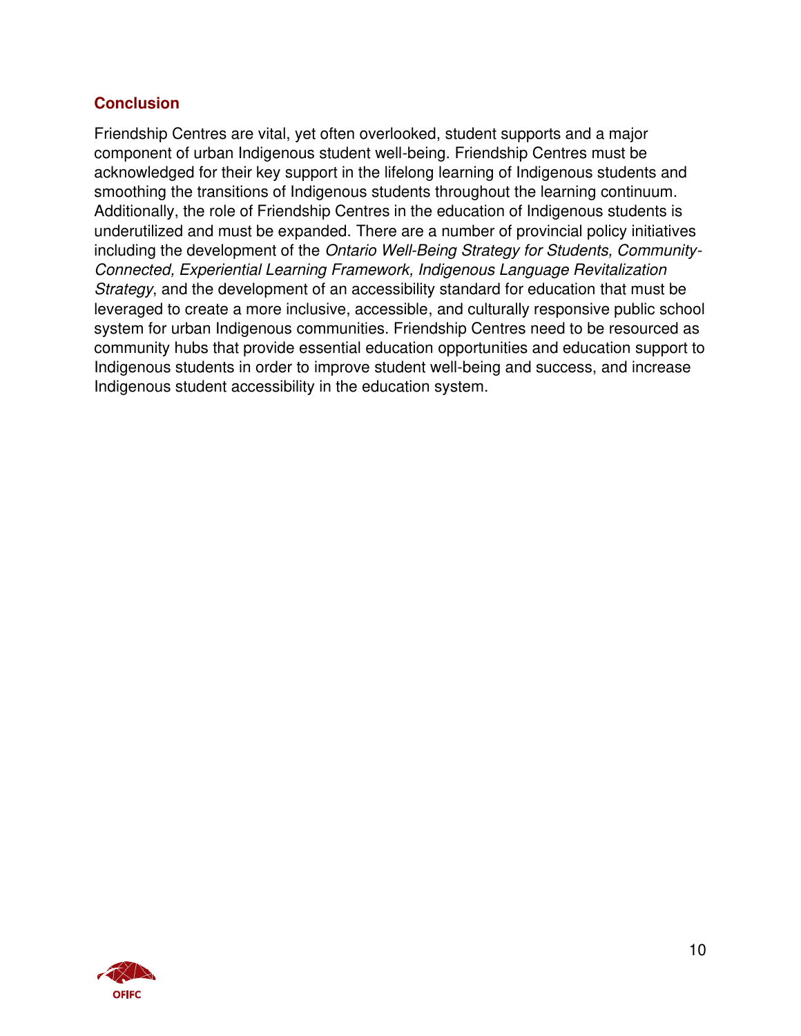## Conclusion

Friendship Centres are vital, yet often overlooked, student supports and a major component of urban Indigenous student well-being. Friendship Centres must be acknowledged for their key support in the lifelong learning of Indigenous students and smoothing the transitions of Indigenous students throughout the learning continuum. Additionally, the role of Friendship Centres in the education of Indigenous students is underutilized and must be expanded. There are a number of provincial policy initiatives including the development of the *Ontario Well-Being Strategy for Students, Community-Connected, Experiential Learning Framework, Indigenous Language Revitalization Strategy*, and the development of an accessibility standard for education that must be leveraged to create a more inclusive, accessible, and culturally responsive public school system for urban Indigenous communities. Friendship Centres need to be resourced as community hubs that provide essential education opportunities and education support to Indigenous students in order to improve student well-being and success, and increase Indigenous student accessibility in the education system.